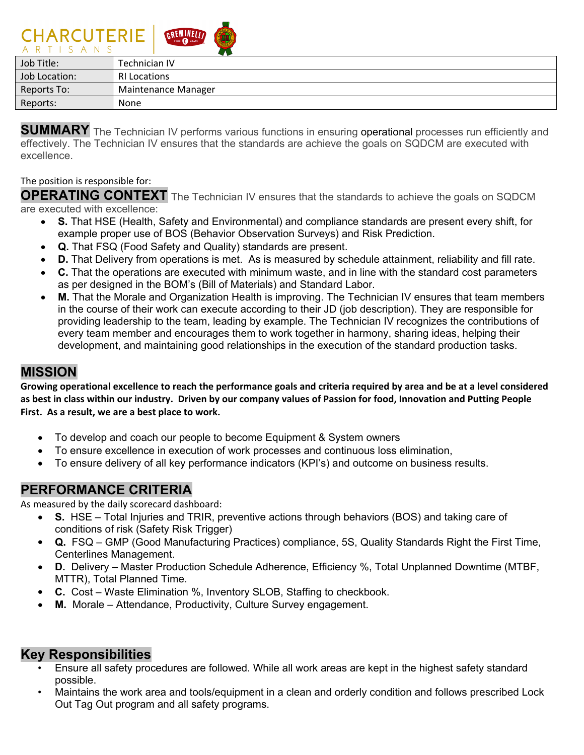| Job Title: | Technician IV |
| --- | --- |
| Job Location: | RI Locations |
| Reports To: | Maintenance Manager |
| Reports: | None |

**SUMMARY** The Technician IV performs various functions in ensuring operational processes run efficiently and effectively. The Technician IV ensures that the standards are achieve the goals on SQDCM are executed with excellence.

The position is responsible for:

**OPERATING CONTEXT** The Technician IV ensures that the standards to achieve the goals on SQDCM are executed with excellence:

- **S.** That HSE (Health, Safety and Environmental) and compliance standards are present every shift, for example proper use of BOS (Behavior Observation Surveys) and Risk Prediction.
- **Q.** That FSQ (Food Safety and Quality) standards are present.
- **D.** That Delivery from operations is met. As is measured by schedule attainment, reliability and fill rate.
- **C.** That the operations are executed with minimum waste, and in line with the standard cost parameters as per designed in the BOM's (Bill of Materials) and Standard Labor.
- **M.** That the Morale and Organization Health is improving. The Technician IV ensures that team members in the course of their work can execute according to their JD (job description). They are responsible for providing leadership to the team, leading by example. The Technician IV recognizes the contributions of every team member and encourages them to work together in harmony, sharing ideas, helping their development, and maintaining good relationships in the execution of the standard production tasks.

## MISSION

**Growing operational excellence to reach the performance goals and criteria required by area and be at a level considered as best in class within our industry. Driven by our company values of Passion for food, Innovation and Putting People First. As a result, we are a best place to work.**

- To develop and coach our people to become Equipment & System owners
- To ensure excellence in execution of work processes and continuous loss elimination,
- To ensure delivery of all key performance indicators (KPI's) and outcome on business results.

## PERFORMANCE CRITERIA

As measured by the daily scorecard dashboard:

- **S.** HSE – Total Injuries and TRIR, preventive actions through behaviors (BOS) and taking care of conditions of risk (Safety Risk Trigger)
- **Q.** FSQ – GMP (Good Manufacturing Practices) compliance, 5S, Quality Standards Right the First Time, Centerlines Management.
- **D.** Delivery – Master Production Schedule Adherence, Efficiency %, Total Unplanned Downtime (MTBF, MTTR), Total Planned Time.
- **C.** Cost – Waste Elimination %, Inventory SLOB, Staffing to checkbook.
- **M.** Morale – Attendance, Productivity, Culture Survey engagement.

## Key Responsibilities

- Ensure all safety procedures are followed. While all work areas are kept in the highest safety standard possible.
- Maintains the work area and tools/equipment in a clean and orderly condition and follows prescribed Lock Out Tag Out program and all safety programs.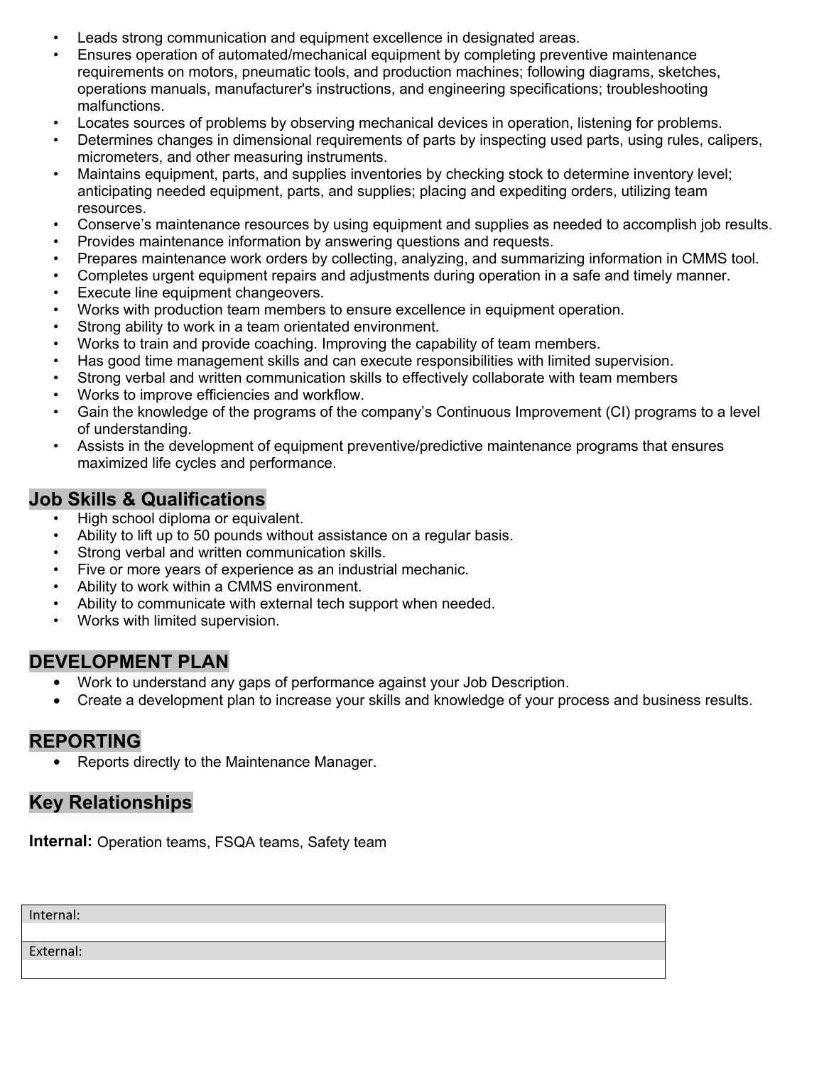- Leads strong communication and equipment excellence in designated areas.
- Ensures operation of automated/mechanical equipment by completing preventive maintenance requirements on motors, pneumatic tools, and production machines; following diagrams, sketches, operations manuals, manufacturer's instructions, and engineering specifications; troubleshooting malfunctions.
- Locates sources of problems by observing mechanical devices in operation, listening for problems.
- Determines changes in dimensional requirements of parts by inspecting used parts, using rules, calipers, micrometers, and other measuring instruments.
- Maintains equipment, parts, and supplies inventories by checking stock to determine inventory level; anticipating needed equipment, parts, and supplies; placing and expediting orders, utilizing team resources.
- Conserve's maintenance resources by using equipment and supplies as needed to accomplish job results.
- Provides maintenance information by answering questions and requests.
- Prepares maintenance work orders by collecting, analyzing, and summarizing information in CMMS tool.
- Completes urgent equipment repairs and adjustments during operation in a safe and timely manner.
- Execute line equipment changeovers.
- Works with production team members to ensure excellence in equipment operation.
- Strong ability to work in a team orientated environment.
- Works to train and provide coaching. Improving the capability of team members.
- Has good time management skills and can execute responsibilities with limited supervision.
- Strong verbal and written communication skills to effectively collaborate with team members
- Works to improve efficiencies and workflow.
- Gain the knowledge of the programs of the company's Continuous Improvement (CI) programs to a level of understanding.
- Assists in the development of equipment preventive/predictive maintenance programs that ensures maximized life cycles and performance.

## Job Skills & Qualifications

- High school diploma or equivalent.
- Ability to lift up to 50 pounds without assistance on a regular basis.
- Strong verbal and written communication skills.
- Five or more years of experience as an industrial mechanic.
- Ability to work within a CMMS environment.
- Ability to communicate with external tech support when needed.
- Works with limited supervision.

## DEVELOPMENT PLAN

- Work to understand any gaps of performance against your Job Description.
- Create a development plan to increase your skills and knowledge of your process and business results.

## REPORTING

- Reports directly to the Maintenance Manager.

## Key Relationships

**Internal:** Operation teams, FSQA teams, Safety team

| |
|---|
| Internal: |
| |
| External: |
| |